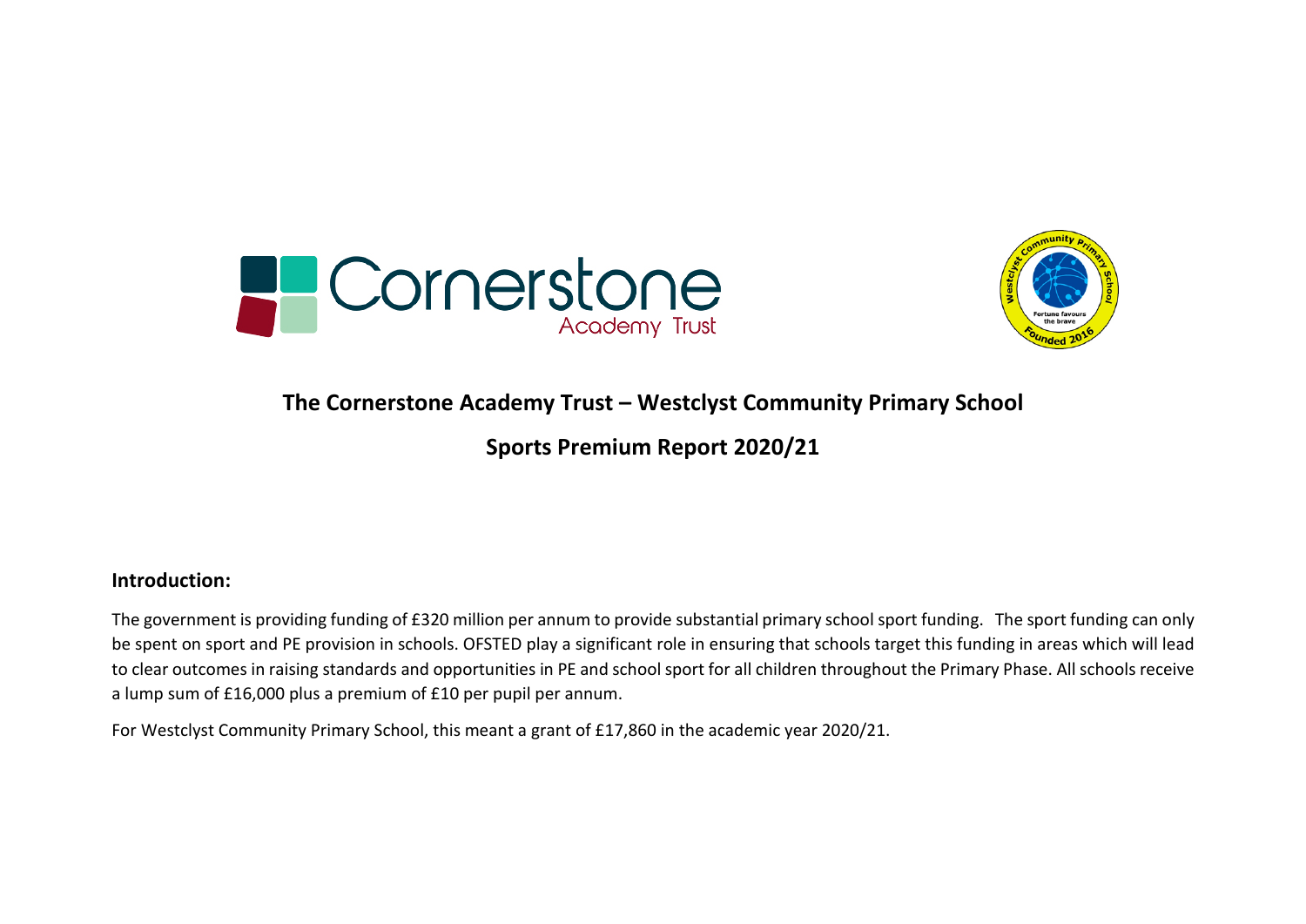# The Cornerstone Academy Trust – Westclyst Community Primary School

## Sports Premium Report 2020/21

### Introduction:

The government is providing funding of £320 million per annum to provide substantial primary school sport funding. The sport funding can only be spent on sport and PE provision in schools. OFSTED play a significant role in ensuring that schools target this funding in areas which will lead to clear outcomes in raising standards and opportunities in PE and school sport for all children throughout the Primary Phase. All schools receive a lump sum of £16,000 plus a premium of £10 per pupil per annum.

For Westclyst Community Primary School, this meant a grant of £17,860 in the academic year 2020/21.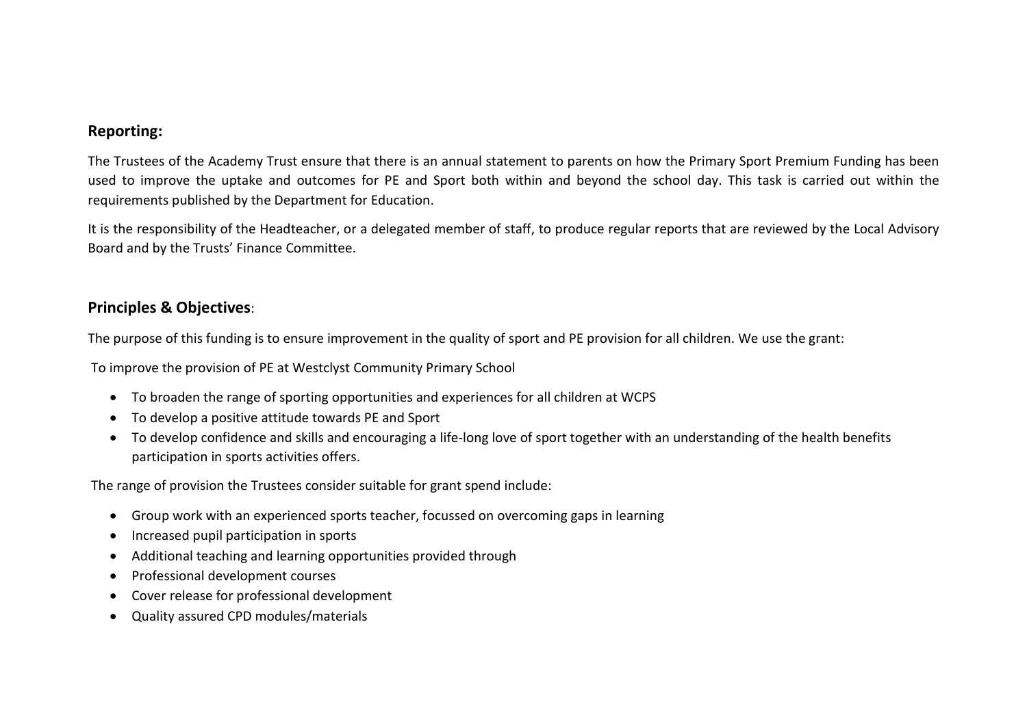## Reporting:

The Trustees of the Academy Trust ensure that there is an annual statement to parents on how the Primary Sport Premium Funding has been used to improve the uptake and outcomes for PE and Sport both within and beyond the school day. This task is carried out within the requirements published by the Department for Education.

It is the responsibility of the Headteacher, or a delegated member of staff, to produce regular reports that are reviewed by the Local Advisory Board and by the Trusts' Finance Committee.

## Principles & Objectives:

The purpose of this funding is to ensure improvement in the quality of sport and PE provision for all children. We use the grant:

To improve the provision of PE at Westclyst Community Primary School

- To broaden the range of sporting opportunities and experiences for all children at WCPS
- To develop a positive attitude towards PE and Sport
- To develop confidence and skills and encouraging a life-long love of sport together with an understanding of the health benefits participation in sports activities offers.

The range of provision the Trustees consider suitable for grant spend include:

- Group work with an experienced sports teacher, focussed on overcoming gaps in learning
- Increased pupil participation in sports
- Additional teaching and learning opportunities provided through
- Professional development courses
- Cover release for professional development
- Quality assured CPD modules/materials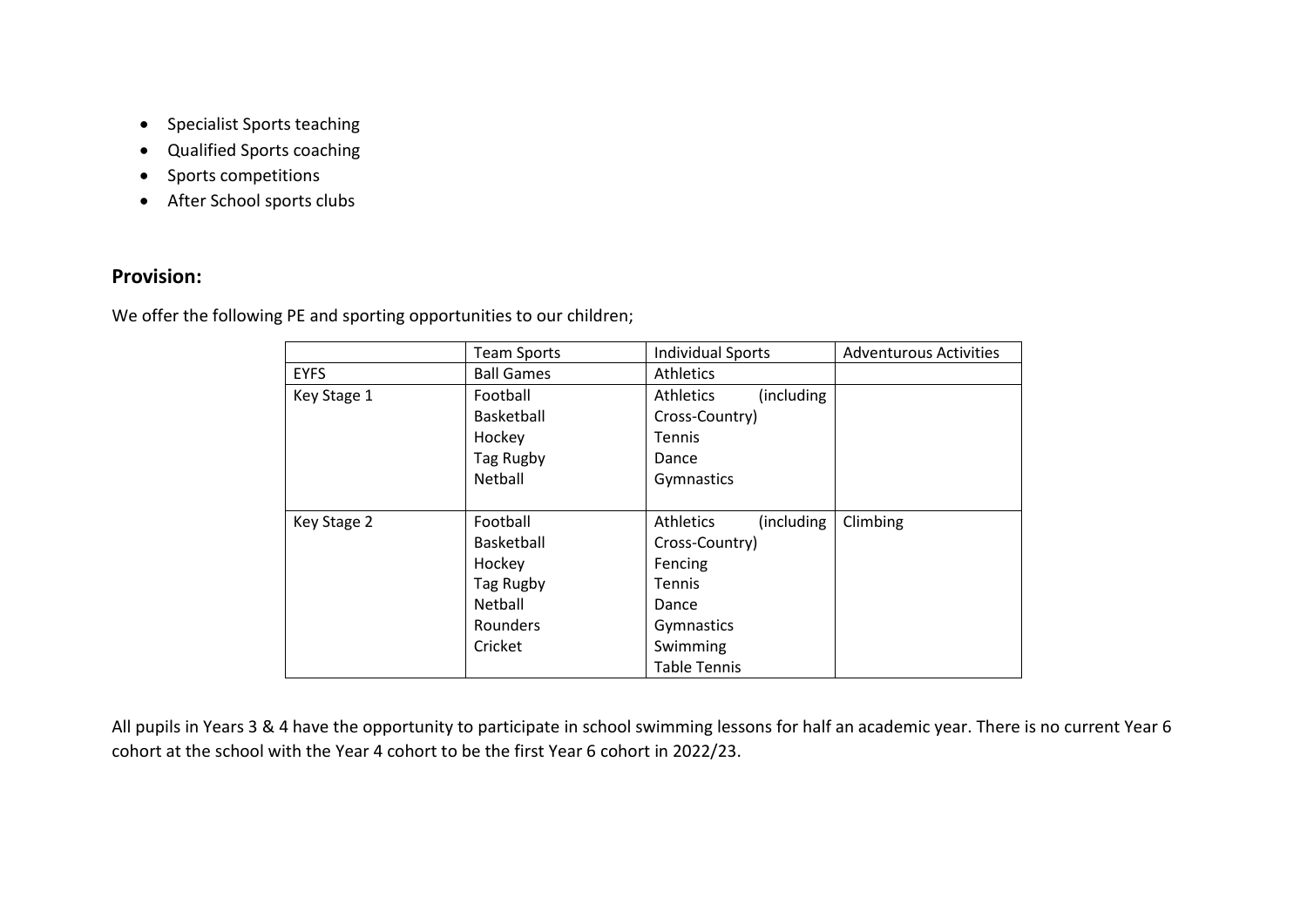- Specialist Sports teaching
- Qualified Sports coaching
- Sports competitions
- After School sports clubs

## Provision:

We offer the following PE and sporting opportunities to our children;

| | Team Sports | Individual Sports | Adventurous Activities |
|---|---|---|---|
| EYFS | Ball Games | Athletics | |
| Key Stage 1 | Football<br>Basketball<br>Hockey<br>Tag Rugby<br>Netball | Athletics (including Cross-Country)<br>Tennis<br>Dance<br>Gymnastics | |
| Key Stage 2 | Football<br>Basketball<br>Hockey<br>Tag Rugby<br>Netball<br>Rounders<br>Cricket | Athletics (including Cross-Country)<br>Fencing<br>Tennis<br>Dance<br>Gymnastics<br>Swimming<br>Table Tennis | Climbing |

All pupils in Years 3 & 4 have the opportunity to participate in school swimming lessons for half an academic year. There is no current Year 6 cohort at the school with the Year 4 cohort to be the first Year 6 cohort in 2022/23.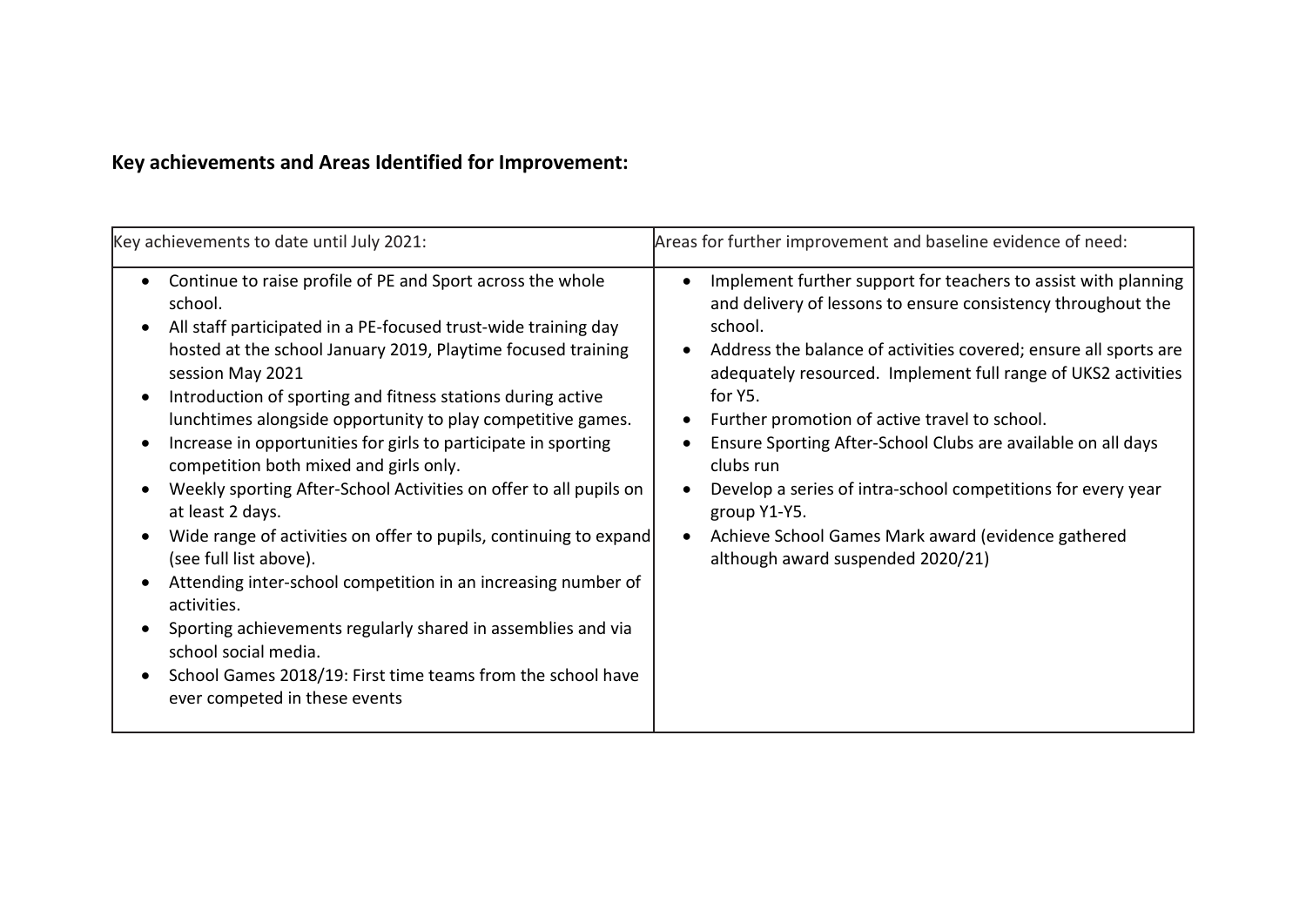**Key achievements and Areas Identified for Improvement:**

| Key achievements to date until July 2021: | Areas for further improvement and baseline evidence of need: |
|---|---|
| • Continue to raise profile of PE and Sport across the whole school.<br>• All staff participated in a PE-focused trust-wide training day hosted at the school January 2019, Playtime focused training session May 2021<br>• Introduction of sporting and fitness stations during active lunchtimes alongside opportunity to play competitive games.<br>• Increase in opportunities for girls to participate in sporting competition both mixed and girls only.<br>• Weekly sporting After-School Activities on offer to all pupils on at least 2 days.<br>• Wide range of activities on offer to pupils, continuing to expand (see full list above).<br>• Attending inter-school competition in an increasing number of activities.<br>• Sporting achievements regularly shared in assemblies and via school social media.<br>• School Games 2018/19: First time teams from the school have ever competed in these events | • Implement further support for teachers to assist with planning and delivery of lessons to ensure consistency throughout the school.<br>• Address the balance of activities covered; ensure all sports are adequately resourced. Implement full range of UKS2 activities for Y5.<br>• Further promotion of active travel to school.<br>• Ensure Sporting After-School Clubs are available on all days clubs run<br>• Develop a series of intra-school competitions for every year group Y1-Y5.<br>• Achieve School Games Mark award (evidence gathered although award suspended 2020/21) |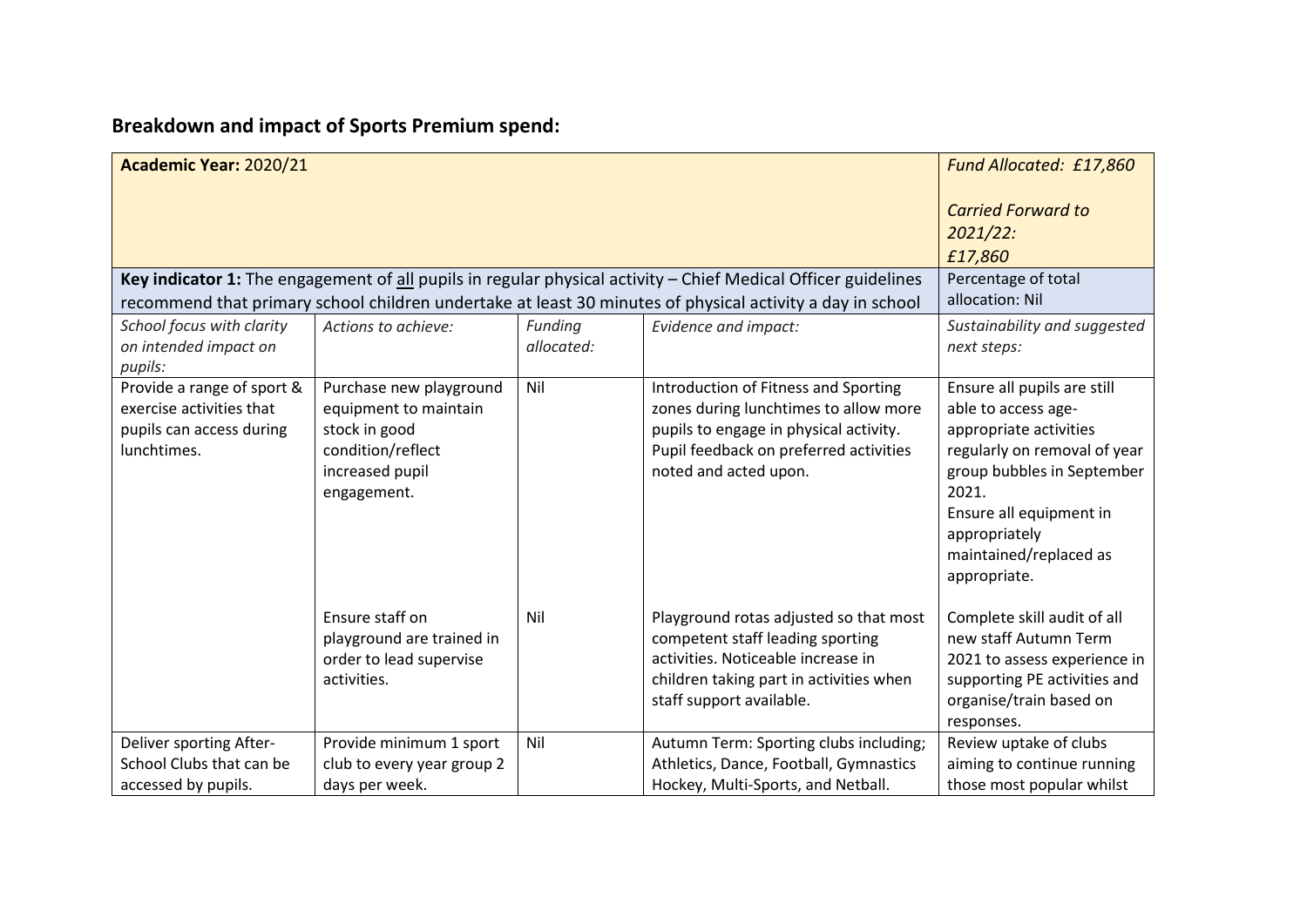## Breakdown and impact of Sports Premium spend:

| **Academic Year:** 2020/21 | | | | *Fund Allocated: £17,860*<br><br>*Carried Forward to 2021/22: £17,860* |
|---|---|---|---|---|
| **Key indicator 1:** The engagement of all pupils in regular physical activity – Chief Medical Officer guidelines recommend that primary school children undertake at least 30 minutes of physical activity a day in school | | | | Percentage of total allocation: Nil |
| *School focus with clarity on intended impact on pupils:* | *Actions to achieve:* | *Funding allocated:* | *Evidence and impact:* | *Sustainability and suggested next steps:* |
| Provide a range of sport & exercise activities that pupils can access during lunchtimes. | Purchase new playground equipment to maintain stock in good condition/reflect increased pupil engagement. | Nil | Introduction of Fitness and Sporting zones during lunchtimes to allow more pupils to engage in physical activity. Pupil feedback on preferred activities noted and acted upon. | Ensure all pupils are still able to access age-appropriate activities regularly on removal of year group bubbles in September 2021.<br>Ensure all equipment in appropriately maintained/replaced as appropriate. |
| | Ensure staff on playground are trained in order to lead supervise activities. | Nil | Playground rotas adjusted so that most competent staff leading sporting activities. Noticeable increase in children taking part in activities when staff support available. | Complete skill audit of all new staff Autumn Term 2021 to assess experience in supporting PE activities and organise/train based on responses. |
| Deliver sporting After-School Clubs that can be accessed by pupils. | Provide minimum 1 sport club to every year group 2 days per week. | Nil | Autumn Term: Sporting clubs including; Athletics, Dance, Football, Gymnastics Hockey, Multi-Sports, and Netball. | Review uptake of clubs aiming to continue running those most popular whilst |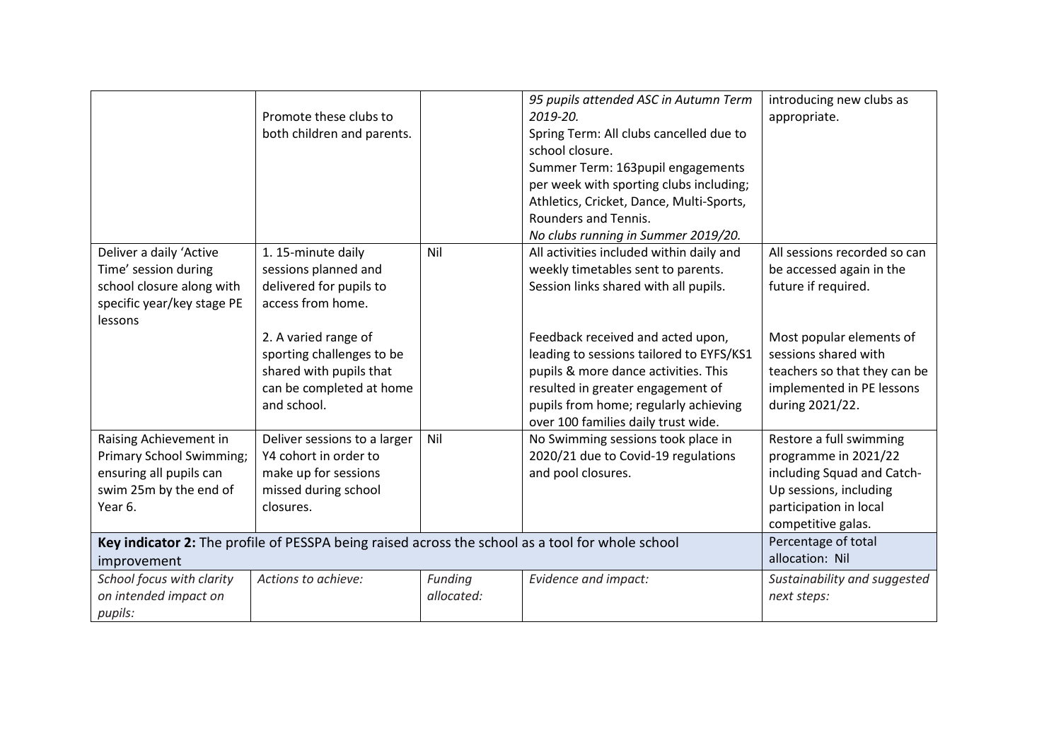| | | | | |
|---|---|---|---|---|
| | Promote these clubs to both children and parents. | | *95 pupils attended ASC in Autumn Term 2019-20.*<br>Spring Term: All clubs cancelled due to school closure.<br>Summer Term: 163pupil engagements per week with sporting clubs including; Athletics, Cricket, Dance, Multi-Sports, Rounders and Tennis.<br>*No clubs running in Summer 2019/20.* | introducing new clubs as appropriate. |
| Deliver a daily 'Active Time' session during school closure along with specific year/key stage PE lessons | 1. 15-minute daily sessions planned and delivered for pupils to access from home.<br><br>2. A varied range of sporting challenges to be shared with pupils that can be completed at home and school. | Nil | All activities included within daily and weekly timetables sent to parents. Session links shared with all pupils.<br><br>Feedback received and acted upon, leading to sessions tailored to EYFS/KS1 pupils & more dance activities. This resulted in greater engagement of pupils from home; regularly achieving over 100 families daily trust wide. | All sessions recorded so can be accessed again in the future if required.<br><br>Most popular elements of sessions shared with teachers so that they can be implemented in PE lessons during 2021/22. |
| Raising Achievement in Primary School Swimming; ensuring all pupils can swim 25m by the end of Year 6. | Deliver sessions to a larger Y4 cohort in order to make up for sessions missed during school closures. | Nil | No Swimming sessions took place in 2020/21 due to Covid-19 regulations and pool closures. | Restore a full swimming programme in 2021/22 including Squad and Catch-Up sessions, including participation in local competitive galas. |
| **Key indicator 2:** The profile of PESSPA being raised across the school as a tool for whole school improvement | | | | Percentage of total allocation: Nil |
| *School focus with clarity on intended impact on pupils:* | *Actions to achieve:* | *Funding allocated:* | *Evidence and impact:* | *Sustainability and suggested next steps:* |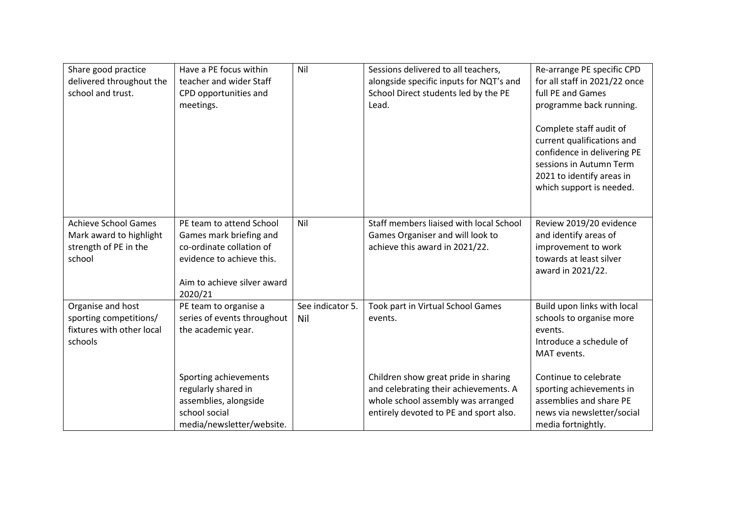| | | | | |
|---|---|---|---|---|
| Share good practice delivered throughout the school and trust. | Have a PE focus within teacher and wider Staff CPD opportunities and meetings. | Nil | Sessions delivered to all teachers, alongside specific inputs for NQT's and School Direct students led by the PE Lead. | Re-arrange PE specific CPD for all staff in 2021/22 once full PE and Games programme back running.<br><br>Complete staff audit of current qualifications and confidence in delivering PE sessions in Autumn Term 2021 to identify areas in which support is needed. |
| Achieve School Games Mark award to highlight strength of PE in the school | PE team to attend School Games mark briefing and co-ordinate collation of evidence to achieve this.<br><br>Aim to achieve silver award 2020/21 | Nil | Staff members liaised with local School Games Organiser and will look to achieve this award in 2021/22. | Review 2019/20 evidence and identify areas of improvement to work towards at least silver award in 2021/22. |
| Organise and host sporting competitions/ fixtures with other local schools | PE team to organise a series of events throughout the academic year.<br><br>Sporting achievements regularly shared in assemblies, alongside school social media/newsletter/website. | See indicator 5. Nil | Took part in Virtual School Games events.<br><br>Children show great pride in sharing and celebrating their achievements. A whole school assembly was arranged entirely devoted to PE and sport also. | Build upon links with local schools to organise more events.<br>Introduce a schedule of MAT events.<br><br>Continue to celebrate sporting achievements in assemblies and share PE news via newsletter/social media fortnightly. |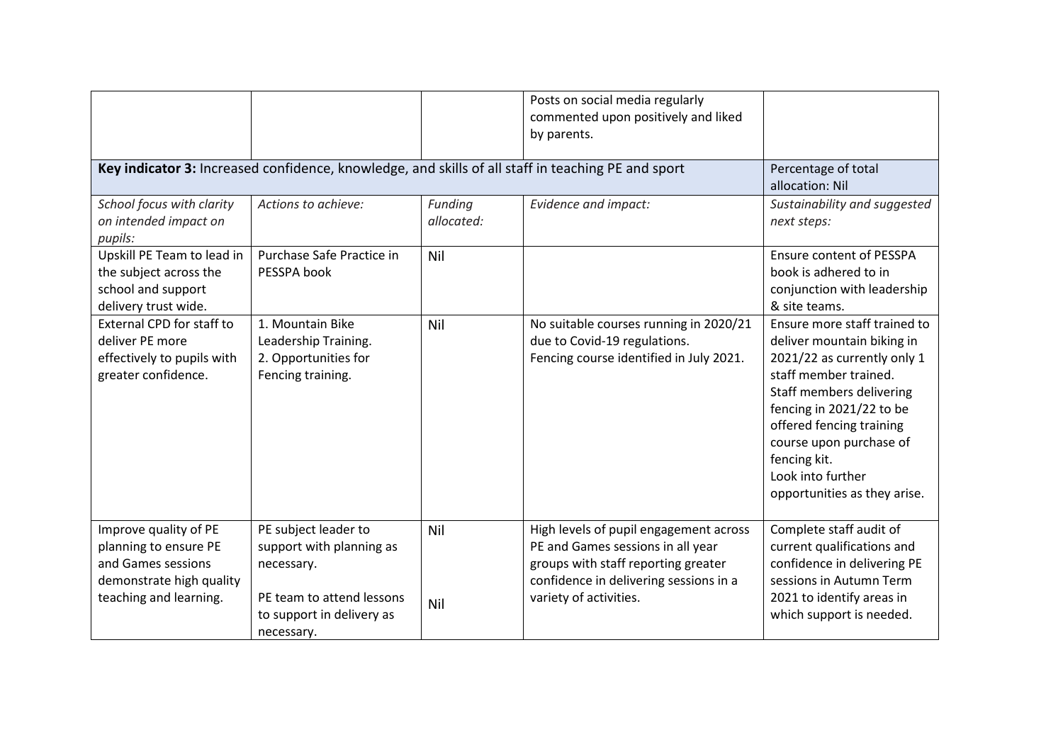| | | | | |
|---|---|---|---|---|
| | | | Posts on social media regularly commented upon positively and liked by parents. | |
| **Key indicator 3:** Increased confidence, knowledge, and skills of all staff in teaching PE and sport | | | | Percentage of total allocation: Nil |
| *School focus with clarity on intended impact on pupils:* | *Actions to achieve:* | *Funding allocated:* | *Evidence and impact:* | *Sustainability and suggested next steps:* |
| Upskill PE Team to lead in the subject across the school and support delivery trust wide. | Purchase Safe Practice in PESSPA book | Nil | | Ensure content of PESSPA book is adhered to in conjunction with leadership & site teams. |
| External CPD for staff to deliver PE more effectively to pupils with greater confidence. | 1. Mountain Bike Leadership Training.<br>2. Opportunities for Fencing training. | Nil | No suitable courses running in 2020/21 due to Covid-19 regulations.<br>Fencing course identified in July 2021. | Ensure more staff trained to deliver mountain biking in 2021/22 as currently only 1 staff member trained.<br>Staff members delivering fencing in 2021/22 to be offered fencing training course upon purchase of fencing kit.<br>Look into further opportunities as they arise. |
| Improve quality of PE planning to ensure PE and Games sessions demonstrate high quality teaching and learning. | PE subject leader to support with planning as necessary.<br><br>PE team to attend lessons to support in delivery as necessary. | Nil<br><br>Nil | High levels of pupil engagement across PE and Games sessions in all year groups with staff reporting greater confidence in delivering sessions in a variety of activities. | Complete staff audit of current qualifications and confidence in delivering PE sessions in Autumn Term 2021 to identify areas in which support is needed. |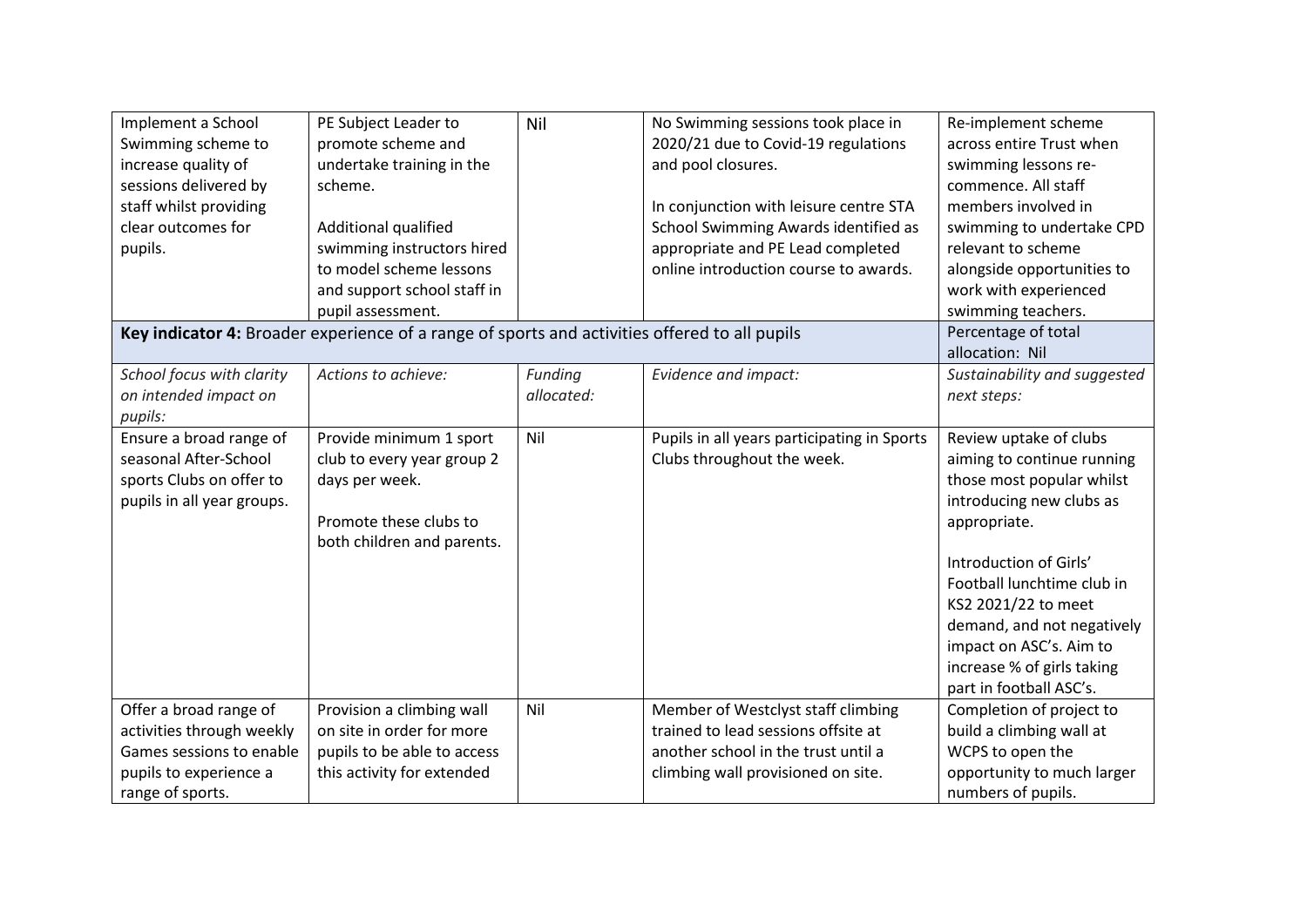| Implement a School Swimming scheme to increase quality of sessions delivered by staff whilst providing clear outcomes for pupils. | PE Subject Leader to promote scheme and undertake training in the scheme.<br><br>Additional qualified swimming instructors hired to model scheme lessons and support school staff in pupil assessment. | Nil | No Swimming sessions took place in 2020/21 due to Covid-19 regulations and pool closures.<br><br>In conjunction with leisure centre STA School Swimming Awards identified as appropriate and PE Lead completed online introduction course to awards. | Re-implement scheme across entire Trust when swimming lessons re-commence. All staff members involved in swimming to undertake CPD relevant to scheme alongside opportunities to work with experienced swimming teachers. |
|---|---|---|---|---|
| **Key indicator 4:** Broader experience of a range of sports and activities offered to all pupils | | | | Percentage of total allocation: Nil |
| *School focus with clarity on intended impact on pupils:* | *Actions to achieve:* | *Funding allocated:* | *Evidence and impact:* | *Sustainability and suggested next steps:* |
| Ensure a broad range of seasonal After-School sports Clubs on offer to pupils in all year groups. | Provide minimum 1 sport club to every year group 2 days per week.<br><br>Promote these clubs to both children and parents. | Nil | Pupils in all years participating in Sports Clubs throughout the week. | Review uptake of clubs aiming to continue running those most popular whilst introducing new clubs as appropriate.<br><br>Introduction of Girls' Football lunchtime club in KS2 2021/22 to meet demand, and not negatively impact on ASC's. Aim to increase % of girls taking part in football ASC's. |
| Offer a broad range of activities through weekly Games sessions to enable pupils to experience a range of sports. | Provision a climbing wall on site in order for more pupils to be able to access this activity for extended | Nil | Member of Westclyst staff climbing trained to lead sessions offsite at another school in the trust until a climbing wall provisioned on site. | Completion of project to build a climbing wall at WCPS to open the opportunity to much larger numbers of pupils. |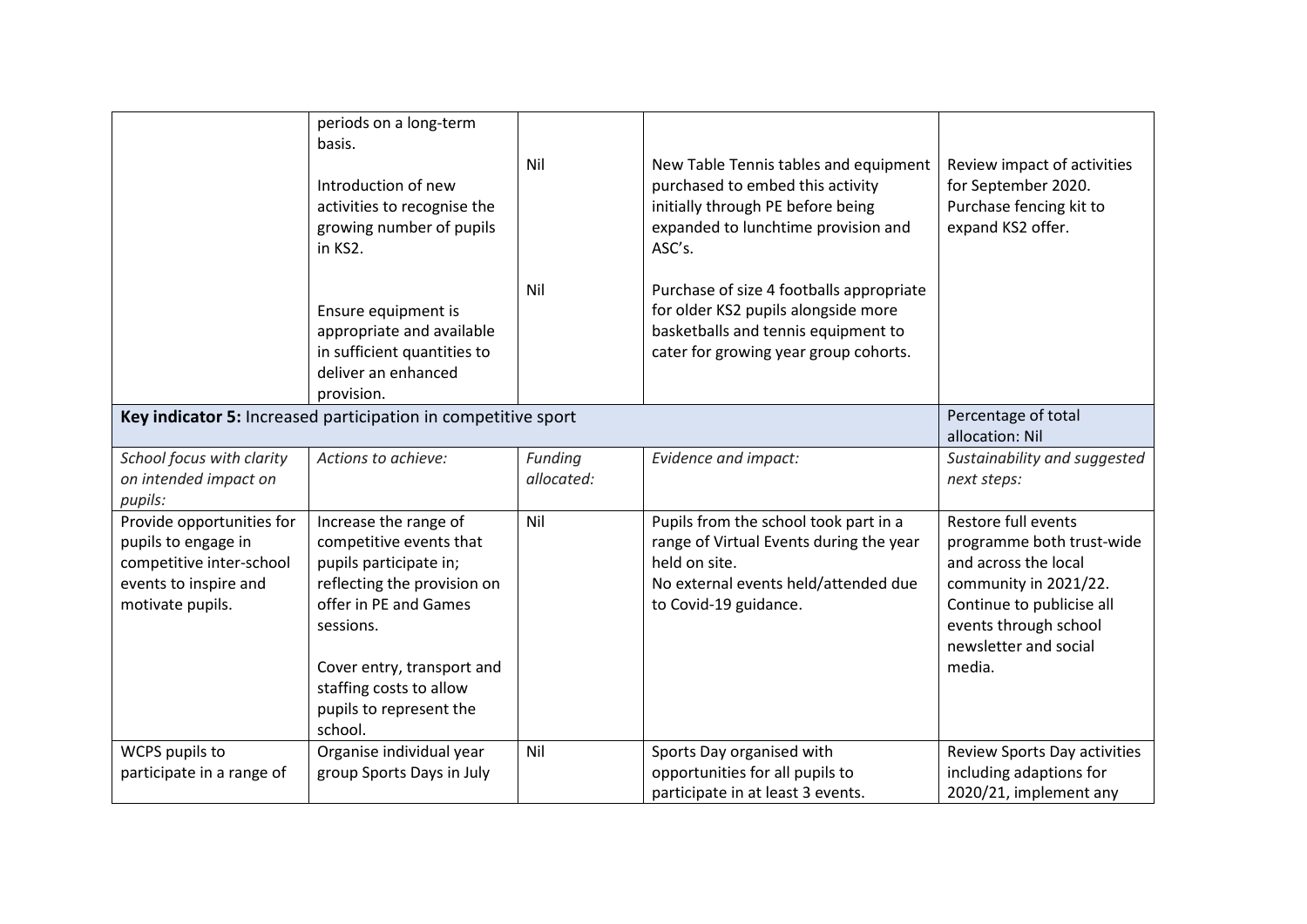| | | | | |
|---|---|---|---|---|
| | periods on a long-term basis.<br><br>Introduction of new activities to recognise the growing number of pupils in KS2.<br><br>Ensure equipment is appropriate and available in sufficient quantities to deliver an enhanced provision. | Nil<br><br>Nil | New Table Tennis tables and equipment purchased to embed this activity initially through PE before being expanded to lunchtime provision and ASC's.<br><br>Purchase of size 4 footballs appropriate for older KS2 pupils alongside more basketballs and tennis equipment to cater for growing year group cohorts. | Review impact of activities for September 2020. Purchase fencing kit to expand KS2 offer. |
| **Key indicator 5:** Increased participation in competitive sport | | | | Percentage of total allocation: Nil |
| *School focus with clarity on intended impact on pupils:* | *Actions to achieve:* | *Funding allocated:* | *Evidence and impact:* | *Sustainability and suggested next steps:* |
| Provide opportunities for pupils to engage in competitive inter-school events to inspire and motivate pupils. | Increase the range of competitive events that pupils participate in; reflecting the provision on offer in PE and Games sessions.<br><br>Cover entry, transport and staffing costs to allow pupils to represent the school. | Nil | Pupils from the school took part in a range of Virtual Events during the year held on site.<br>No external events held/attended due to Covid-19 guidance. | Restore full events programme both trust-wide and across the local community in 2021/22. Continue to publicise all events through school newsletter and social media. |
| WCPS pupils to participate in a range of | Organise individual year group Sports Days in July | Nil | Sports Day organised with opportunities for all pupils to participate in at least 3 events. | Review Sports Day activities including adaptions for 2020/21, implement any |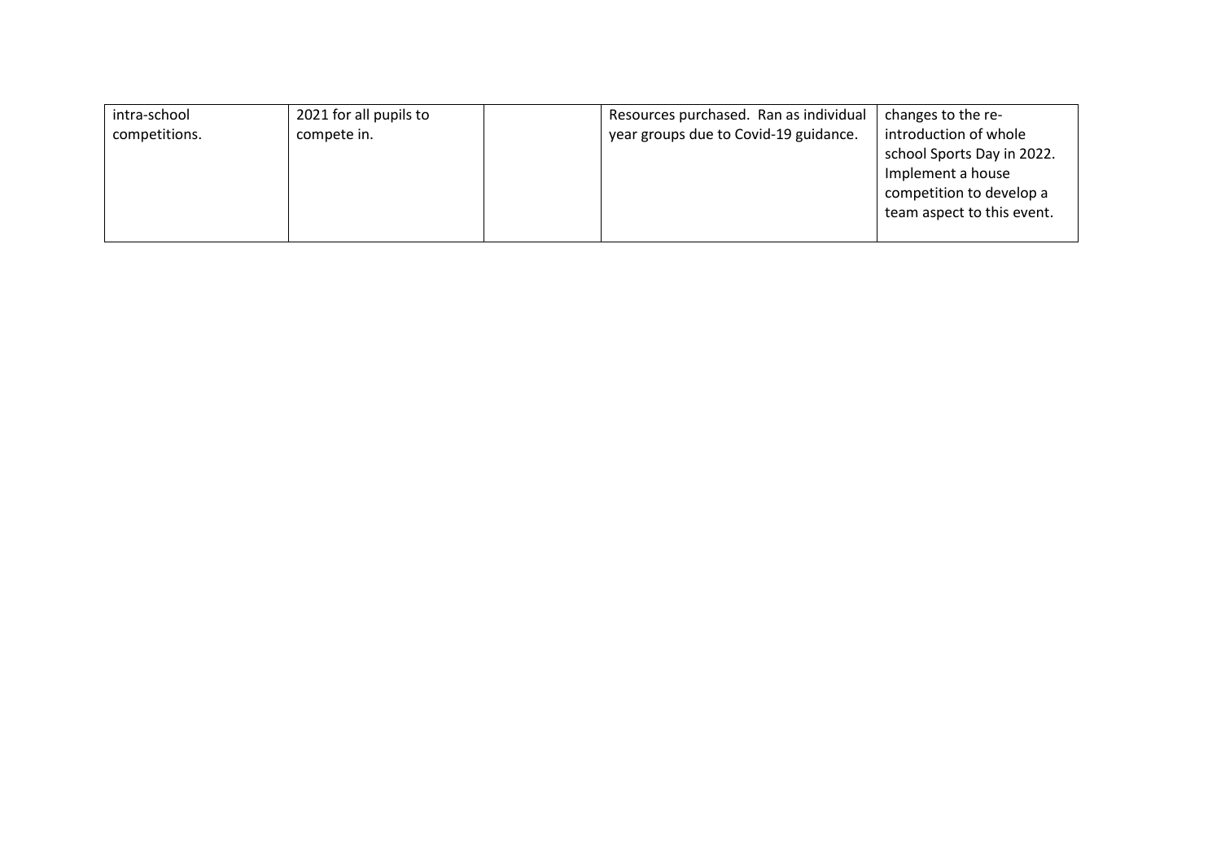| | | | | |
|---|---|---|---|---|
| intra-school competitions. | 2021 for all pupils to compete in. | | Resources purchased. Ran as individual year groups due to Covid-19 guidance. | changes to the re-introduction of whole school Sports Day in 2022. Implement a house competition to develop a team aspect to this event. |